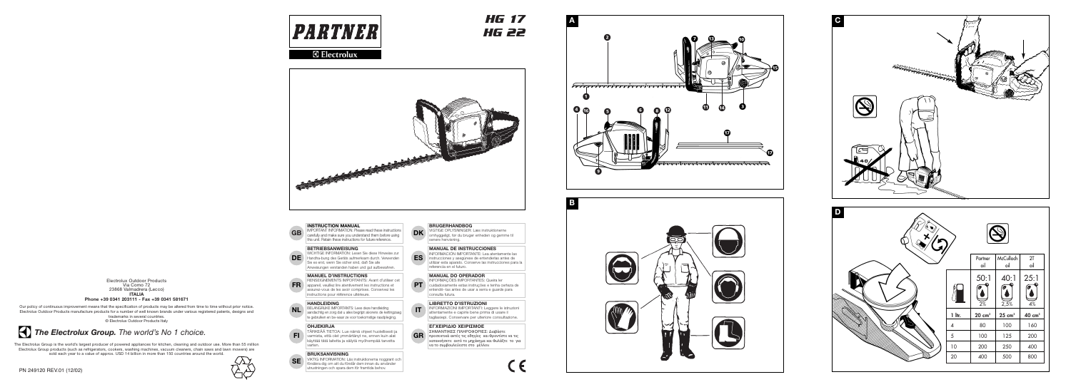Electrolux Outdoor Products
Via Como 72
23868 Valmadrera (Lecco)
**ITALIA**
**Phone +39 0341 203111 - Fax +39 0341 581671**

Our policy of continuous improvement means that the specification of products may be altered from time to time without prior notice. Electrolux Outdoor Products manufacture products for a number of well known brands under various registered patents, designs and trademarks in several countries.
© Electrolux Outdoor Products Italy

## *The Electrolux Group. The world's No 1 choice.*

The Electrolux Group is the world's largest producer of powered appliances for kitchen, cleaning and outdoor use. More than 55 million Electrolux Group products (such as refrigerators, cookers, washing machines, vacuum cleaners, chain saws and lawn mowers) are sold each year to a value of approx. USD 14 billion in more than 150 countries around the world.

PN 249120 REV.01 (12/02)

# PARTNER

Electrolux

# HG 17
# HG 22

**GB** **INSTRUCTION MANUAL**
IMPORTANT INFORMATION: Please read these instructions carefully and make sure you understand them before using this unit. Retain these instructions for future reference.

**DE** **BETRIEBSANWEISUNG**
WICHTIGE INFORMATION: Lesen Sie diese Hinweise zur Handha-bung des Geräts aufmerksam durch. Verwenden Sie es erst, wenn Sie sicher sind, daß Sie alle Anweisungen verstanden haben und gut aufbewahren.

**FR** **MANUEL D'INSTRUCTIONS**
RENSEIGNEMENTS IMPORTANTS: Avant d'utiliser cet appareil, veuillez lire attentivement les instructions et assurez-vous de les avoir comprises. Conservez les instructions pour référence ultérieure.

**NL** **HANDLEIDING**
BELANGRIJKE IMPORTANTS: Lees deze handleiding aandachtig en zorg dat u alles begrijpt alvorens de kettingzaag te gebruiken en be-waar ze voor toekomstige raadpleging.

**FI** **OHJEKIRJA**
TÄRKEÄÄ TIETOA: Lue nämä ohjeet huolellisesti ja varmista, että olet ymmärtänyt ne, ennen kuin alat käyttää tätä laitetta ja säilytä myöhempää tarvetta varten.

**SE** **BRUKSANVISNING**
VIKTIG INFORMATION: Läs instruktionerna noggrant och förvissa dig om att du förstår dem innan du använder utrustningen och spara dem för framtida behov.

**DK** **BRUGERHÅNDBOG**
VIGTIGE OPLYSNINGER: Læs instruktionerne omhyggeligt, før du bruger enheden og gemme til senere henvisning.

**ES** **MANUAL DE INSTRUCCIONES**
INFORMACIÓN IMPORTANTE: Lea atentamente las instrucciones y asegúrese de entenderlas antes de utilizar este aparato. Conserve las instrucciones para la referencia en el futuro.

**PT** **MANUAL DO OPERADOR**
INFORMAÇÕES IMPORTANTES: Queira ler cuidadosamente estas instruções e tenha certeza de entendê--las antes de usar a serra e guarde para consulta futura.

**IT** **LIBRETTO D'ISTRUZIONI**
INFORMAZIONI IMPORTANTI: Leggere le istruzioni attentamente e capirle bene prima di usare il tagliasiepi. Conservare per ulteriore consultazione.

**GR** **ΕΓΧΕΙΡΙΔΙΟ ΧΕΙΡΙΣΜΟΕ**
ΣΗΜΑΝΤΙΚΕΣ ΠΛΗΡΟΦΟΡΙΕΣ: Διαβάστε προσεκτικά αυτές τις οδηγίες και φροντίστε να τις κατανοήσετε αυτό το μηχάνημα και Φυλάξτε το για να το συμβουλεύεστε στο μέλλον.

CE

**A**

**B**

**C**

**D**

| | Partner oil | McCulloch oil | 2T oil |
|---|---|---|---|
| | 50:1 | 40:1 | 25:1 |
| | 2% | 2,5% | 4% |
| 1 ltr. | 20 cm³ | 25 cm³ | 40 cm³ |
| 4 | 80 | 100 | 160 |
| 5 | 100 | 125 | 200 |
| 10 | 200 | 250 | 400 |
| 20 | 400 | 500 | 800 |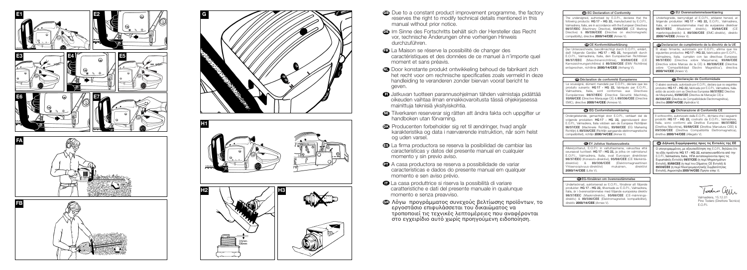GB Due to a constant product improvement programme, the factory reserves the right to modify technical details mentioned in this manual without prior notice.

D Im Sinne des Fortschritts behält sich der Hersteller das Recht vor, technische Änderungen ohne vorherigen Hinweis durchzuführen.

F La Maison se réserve la possibilité de changer des caractéristiques et des données de ce manuel à n'importe quel moment et sans préavis.

NL Door konstante produkt ontwikkeling behoud de fabrikant zich het recht voor om rechnische specificaties zoals vermeld in deze handleiding te veranderen zonder biervan vooraf bericht te geven.

FI Jatkuvan tuotteen parannusohjelman tähden valmistaja pidättää oikeuden vaihtaa ilman ennakkovaroitusta tässä ohjekirjasessa mainittuja teknisiä yksityiskohtia.

S Tilverkaren reserverar sig rätten att ändra fakta och uppgifter ur handboken utan förvarning.

DK Producenten forbeholder sig ret til ændringer, hvad angår karakteristika og data i nærværende instruktion, når som helst og uden varsel.

E La firma productora se reserva la posibilidad de cambiar las caracteristicas y datos del presente manual en cualquier momento y sin previo aviso.

P A casa productora se reserva a possibilidade de variar caracteristicas e dados do presente manual em qualquer momento e sen aviso prévio.

I La casa produttrice si riserva la possibilità di variare caratteristiche e dati del presente manuale in qualunque momento e senza preavviso.

GR Λόγω προγράμματος συνεχούς βελτίωσης προϊόντων, το εργοστάσιο επιφυλάσσεται του δικαιώματος να τροποποιεί τις τεχνικές λεπτομέρειες που αναφέρονται στο εγχειρίδιο αυτό χωρίς προηγούμενη ειδοποίηση.

### GB EC Declaration of Conformity

The undersigned, authorised by E.O.P.I., declares that the following products: **HG 17 - HG 22,** manufactured by E.O.P.I., Valmadrera, Italia, are in accordance with the European Directives **98/37/EEC** (Machinery Directive), **93/68/CEE** (CE Marking Directive) & **89/336/CEE** (Directive on electromagnetic compatibility), directive **2000/14/CEE** (Annex V).

### D CE Konformitätserklärung

Der Unterzeichnete, bevollmächtigt durch E.O.P.I., erklärt, daß folgende Geräte: **HG 17 - HG 22,** hergestellt durch E.O.P.I., Valmadrera, Italia, den Europäischen Richtlinien **98/37/EEC** (Maschinenrichtlinie), **93/68/CEE** (CE Kennzeichnungsrichtlinie) & **89/336/CEE** (EMV Richtlinie) entsprechen, richtlinie **2000/14/CEE** (Anhang V).

### F Déclaration de conformité Européenne

Le soussigné, dûment mandaté par E.O.P.I., déclare que les produits suivants: **HG 17 - HG 22,** fabriqués par E.O.P.I., Valmadrera, Italia, sont conformes aux Directives Européennes **98/37/EEC** (Directive Sécurité Machine), **93/68/CEE** (Directive Marquage CE) & **89/336/CEE** (Directive EMC), directive **2000/14/CEE** (Annexe V).

### NL EG Conformiteitsverklaring

Ondergetekende, gemachtigd door E.O.P.I., verklaart dat de volgende produkten: **HG 17 - HG 22,** geproduceerd door E.O.P.I., Valmadrera, Italia voldoen aan de Europese Richtlijnen **98/37/EEC** (Machine Richtlijn), **93/68/CEE** (EG Markering Richtlijn) & **89/336/CEE** (Richtlijn aangaende elektromagnetische compatibiliteit), richtlijn **2000/14/CEE** (Annex V).

### FI EY Julistus Vastaavuudesta

Allekirjoittanut, E.O.P.I. in valtuutaamana, vakuuttaa että seuraavat tuotteet: **HG 17 - HG 22,** ja jotka on valmistanut E.O.P.I., Valmadrera, Italia, ovat Euroopan direktiivien **98/37/EEC** (Konesiato-direktiivi), **93/68/CEE** (CE Merkintä-direktiivi) & **89/336/CEE** (Elektromagneettinen Yhteensopivuus-direktiivi) mukainen, direktiivi **2000/14/CEE** (Liite V).

### S EG-försäkran om överensstämmelse

Undertecknad, auktoriserad av E.O.P.I., försäkrar att följande produkter: **HG 17 - HG 22,** tillverkade av E.O.P.I., Valmadrera, Italia, är i överensstämmelse med följande europeiska direktiv **98/37/EEC** (Maskindirektiv), **93/68/CEE** (CE-märknings-direktiv) & **89/336/CEE** (Elektromagnetisk kompatibilitet), direktiv **2000/14/CEE** (Annex V).

### DK EU Overensstemmelseerklæring

Undertegnede, bemyndiget af E.O.P.I., erklærer hermed, at følgende produkter: **HG 17 - HG 22,** E.O.P.I., Valmadrera, Italia, er i overensstemmelse med de europæiske direktiver **98/37/EEC** (Maskiner direktiv), **93/68/CEE** (CE mærkningsdirektiv) & **89/336/CEE** (EMC-direktiv), direktiv **2000/14/CEE** (Annex V).

### E Declaracion de cumplimiento de la directiz de la UE

El abajo firmante, autorizado por E.O.P.I., afirma que los siguientes productos: **HG 17 - HG 22,** fabricados por E.O.P.I., Valmadrera, Italia, cumplen con las directivas Europeas **98/37/EEC** (Directiva sobre Maquinaria), **93/68/CEE** (Directiva sobre Marcas de la CE) & **89/336/CEE** (Directiva sobre "Compatibilidad Electro Magnética"), directiva **2000/14/CEE** (Anexo V).

### P Declaração de Conformidade

O abaixo assinado, autorizado por E.O.P.I., declara que os seguintes produtos: **HG 17 - HG 22,** fabricada por E.O.P.I., Valmadrera, Italia, estão de acordo com as Directivas Europeias **98/37/EEC** Directiva de Maquinaria), **93/68/CEE** (Directiva de Marcação CE) e **89/336/CEE** (Directiva de Compatibilidade Electromagnética), directiva **2000/14/CEE** (Apêndice V).

### I Dichiarazione di Conformità CE

Il sottoscritto, autorizzato dalla E.O.P.I., dichiara che i seguenti prodotti: **HG 17 - HG 22,** costruito da E.O.P.I., Valmadrera, Italia, sono conformi alle Direttive Europee: **98/37/EEC** (Direttiva Macchine), **93/68/CEE** (Direttiva Marcatura CEE) & **89/336/CEE** (Direttiva Compatibilità Elettromagnetica), direttiva **2000/14/CEE** (Allegato V).

### GR Δήλωση Συμμόρφωσης προς τις Εντολές της ΕΕ

Ο υπογεγραμμένος, ως εξουσιοδότηση της E.O.P.I., δηλώνει ότι τα εξής προϊόντα: **HG 17 - HG 22,** κατασκευασθέντα από την E.O.P.I., Valmadrera, Italia, ΗΠΑ αντιστοιχούνται προς τις Ευρωπαϊκές Εντολές **98/37/EEC** (η περί Μηχανημάτων Εντολή), **93/68/CEE** (η περί του Σήματος CE Εντολή) & **89/336/CEE** (η περί Ηλεκτρομαγνητικής Συμβατότητας Εντολή), Αποκοπή **2000/14/CEE** (Προσάρτημα V).

Valmadrera, 15.12.01
Pino Todaro (Direttore Tecnico)
E.O.P.I.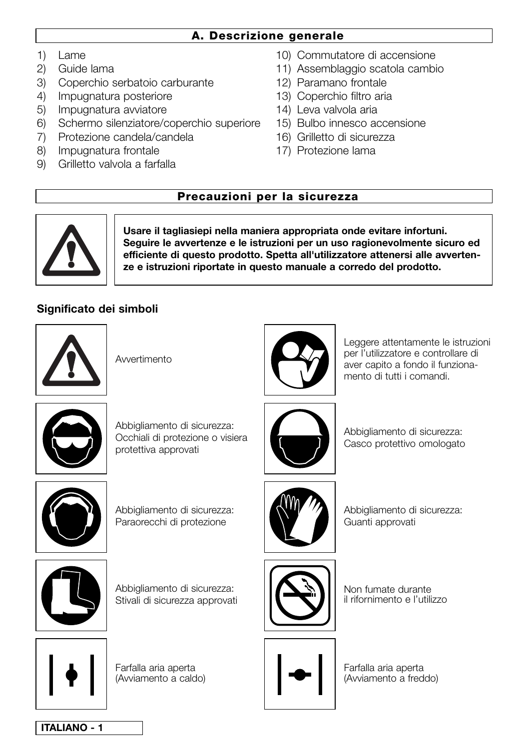## A. Descrizione generale

1) Lame
2) Guide lama
3) Coperchio serbatoio carburante
4) Impugnatura posteriore
5) Impugnatura avviatore
6) Schermo silenziatore/coperchio superiore
7) Protezione candela/candela
8) Impugnatura frontale
9) Grilletto valvola a farfalla
10) Commutatore di accensione
11) Assemblaggio scatola cambio
12) Paramano frontale
13) Coperchio filtro aria
14) Leva valvola aria
15) Bulbo innesco accensione
16) Grilletto di sicurezza
17) Protezione lama

## Precauzioni per la sicurezza

**Usare il tagliasiepi nella maniera appropriata onde evitare infortuni. Seguire le avvertenze e le istruzioni per un uso ragionevolmente sicuro ed efficiente di questo prodotto. Spetta all'utilizzatore attenersi alle avvertenze e istruzioni riportate in questo manuale a corredo del prodotto.**

### Significato dei simboli

Avvertimento

Leggere attentamente le istruzioni per l'utilizzatore e controllare di aver capito a fondo il funzionamento di tutti i comandi.

Abbigliamento di sicurezza: Occhiali di protezione o visiera protettiva approvati

Abbigliamento di sicurezza: Casco protettivo omologato

Abbigliamento di sicurezza: Paraorecchi di protezione

Abbigliamento di sicurezza: Guanti approvati

Abbigliamento di sicurezza: Stivali di sicurezza approvati

Non fumate durante il rifornimento e l'utilizzo

Farfalla aria aperta (Avviamento a caldo)

Farfalla aria aperta (Avviamento a freddo)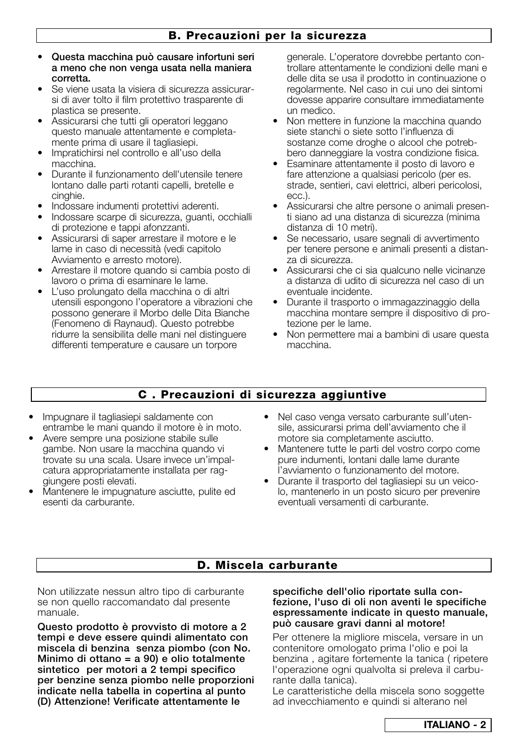## B. Precauzioni per la sicurezza

- **Questa macchina può causare infortuni seri a meno che non venga usata nella maniera corretta.**
- Se viene usata la visiera di sicurezza assicurarsi di aver tolto il film protettivo trasparente di plastica se presente.
- Assicurarsi che tutti gli operatori leggano questo manuale attentamente e completamente prima di usare il tagliasiepi.
- Impratichirsi nel controllo e all'uso della macchina.
- Durante il funzionamento dell'utensile tenere lontano dalle parti rotanti capelli, bretelle e cinghie.
- Indossare indumenti protettivi aderenti.
- Indossare scarpe di sicurezza, guanti, occhialli di protezione e tappi afonzzanti.
- Assicurarsi di saper arrestare il motore e le lame in caso di necessità (vedi capitolo Avviamento e arresto motore).
- Arrestare il motore quando si cambia posto di lavoro o prima di esaminare le lame.
- L'uso prolungato della macchina o di altri utensili espongono l'operatore a vibrazioni che possono generare il Morbo delle Dita Bianche (Fenomeno di Raynaud). Questo potrebbe ridurre la sensibilita delle mani nel distinguere differenti temperature e causare un torpore generale. L'operatore dovrebbe pertanto controllare attentamente le condizioni delle mani e delle dita se usa il prodotto in continuazione o regolarmente. Nel caso in cui uno dei sintomi dovesse apparire consultare immediatamente un medico.
- Non mettere in funzione la macchina quando siete stanchi o siete sotto l'influenza di sostanze come droghe o alcool che potrebbero danneggiare la vostra condizione fisica.
- Esaminare attentamente il posto di lavoro e fare attenzione a qualsiasi pericolo (per es. strade, sentieri, cavi elettrici, alberi pericolosi, ecc.).
- Assicurarsi che altre persone o animali presenti siano ad una distanza di sicurezza (minima distanza di 10 metri).
- Se necessario, usare segnali di avvertimento per tenere persone e animali presenti a distanza di sicurezza.
- Assicurarsi che ci sia qualcuno nelle vicinanze a distanza di udito di sicurezza nel caso di un eventuale incidente.
- Durante il trasporto o immagazzinaggio della macchina montare sempre il dispositivo di protezione per le lame.
- Non permettere mai a bambini di usare questa macchina.

## C . Precauzioni di sicurezza aggiuntive

- Impugnare il tagliasiepi saldamente con entrambe le mani quando il motore è in moto.
- Avere sempre una posizione stabile sulle gambe. Non usare la macchina quando vi trovate su una scala. Usare invece un'impalcatura appropriatamente installata per raggiungere posti elevati.
- Mantenere le impugnature asciutte, pulite ed esenti da carburante.
- Nel caso venga versato carburante sull'utensile, assicurarsi prima dell'avviamento che il motore sia completamente asciutto.
- Mantenere tutte le parti del vostro corpo come pure indumenti, lontani dalle lame durante l'avviamento o funzionamento del motore.
- Durante il trasporto del tagliasiepi su un veicolo, mantenerlo in un posto sicuro per prevenire eventuali versamenti di carburante.

## D. Miscela carburante

Non utilizzate nessun altro tipo di carburante se non quello raccomandato dal presente manuale.

**Questo prodotto è provvisto di motore a 2 tempi e deve essere quindi alimentato con miscela di benzina senza piombo (con No. Minimo di ottano = a 90) e olio totalmente sintetico per motori a 2 tempi specifico per benzine senza piombo nelle proporzioni indicate nella tabella in copertina al punto (D) Attenzione! Verificate attentamente le specifiche dell'olio riportate sulla confezione, l'uso di oli non aventi le specifiche espressamente indicate in questo manuale, può causare gravi danni al motore!**

Per ottenere la migliore miscela, versare in un contenitore omologato prima l'olio e poi la benzina , agitare fortemente la tanica ( ripetere l'operazione ogni qualvolta si preleva il carburante dalla tanica).

Le caratteristiche della miscela sono soggette ad invecchiamento e quindi si alterano nel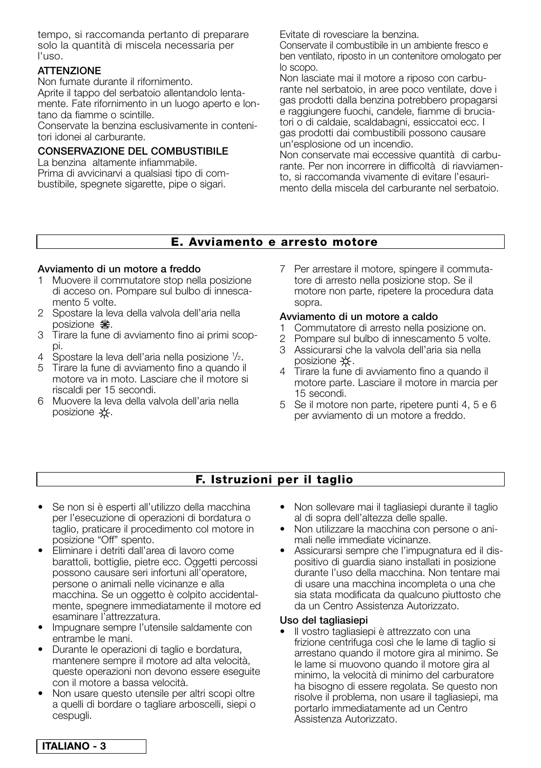tempo, si raccomanda pertanto di preparare solo la quantità di miscela necessaria per l'uso.

**ATTENZIONE**

Non fumate durante il rifornimento.

Aprite il tappo del serbatoio allentandolo lentamente. Fate rifornimento in un luogo aperto e lontano da fiamme o scintille.

Conservate la benzina esclusivamente in contenitori idonei al carburante.

**CONSERVAZIONE DEL COMBUSTIBILE**

La benzina altamente infiammabile.

Prima di avvicinarvi a qualsiasi tipo di combustibile, spegnete sigarette, pipe o sigari.

Evitate di rovesciare la benzina.

Conservate il combustibile in un ambiente fresco e ben ventilato, riposto in un contenitore omologato per lo scopo.

Non lasciate mai il motore a riposo con carburante nel serbatoio, in aree poco ventilate, dove i gas prodotti dalla benzina potrebbero propagarsi e raggiungere fuochi, candele, fiamme di bruciatori o di caldaie, scaldabagni, essiccatoi ecc. I gas prodotti dai combustibili possono causare un'esplosione od un incendio.

Non conservate mai eccessive quantità di carburante. Per non incorrere in difficoltà di riavviamento, si raccomanda vivamente di evitare l'esaurimento della miscela del carburante nel serbatoio.

## E. Avviamento e arresto motore

**Avviamento di un motore a freddo**

1. Muovere il commutatore stop nella posizione di acceso on. Pompare sul bulbo di innescamento 5 volte.
2. Spostare la leva della valvola dell'aria nella posizione ❄.
3. Tirare la fune di avviamento fino ai primi scoppi.
4. Spostare la leva dell'aria nella posizione ½.
5. Tirare la fune di avviamento fino a quando il motore va in moto. Lasciare che il motore si riscaldi per 15 secondi.
6. Muovere la leva della valvola dell'aria nella posizione ☼.
7. Per arrestare il motore, spingere il commutatore di arresto nella posizione stop. Se il motore non parte, ripetere la procedura data sopra.

**Avviamento di un motore a caldo**

1. Commutatore di arresto nella posizione on.
2. Pompare sul bulbo di innescamento 5 volte.
3. Assicurarsi che la valvola dell'aria sia nella posizione ☼.
4. Tirare la fune di avviamento fino a quando il motore parte. Lasciare il motore in marcia per 15 secondi.
5. Se il motore non parte, ripetere punti 4, 5 e 6 per avviamento di un motore a freddo.

## F. Istruzioni per il taglio

- Se non si è esperti all'utilizzo della macchina per l'esecuzione di operazioni di bordatura o taglio, praticare il procedimento col motore in posizione “Off” spento.
- Eliminare i detriti dall'area di lavoro come barattoli, bottiglie, pietre ecc. Oggetti percossi possono causare seri infortuni all'operatore, persone o animali nelle vicinanze e alla macchina. Se un oggetto è colpito accidentalmente, spegnere immediatamente il motore ed esaminare l'attrezzatura.
- Impugnare sempre l'utensile saldamente con entrambe le mani.
- Durante le operazioni di taglio e bordatura, mantenere sempre il motore ad alta velocità, queste operazioni non devono essere eseguite con il motore a bassa velocità.
- Non usare questo utensile per altri scopi oltre a quelli di bordare o tagliare arboscelli, siepi o cespugli.
- Non sollevare mai il tagliasiepi durante il taglio al di sopra dell'altezza delle spalle.
- Non utilizzare la macchina con persone o animali nelle immediate vicinanze.
- Assicurarsi sempre che l'impugnatura ed il dispositivo di guardia siano installati in posizione durante l'uso della macchina. Non tentare mai di usare una macchina incompleta o una che sia stata modificata da qualcuno piuttosto che da un Centro Assistenza Autorizzato.

**Uso del tagliasiepi**

- Il vostro tagliasiepi è attrezzato con una frizione centrifuga così che le lame di taglio si arrestano quando il motore gira al minimo. Se le lame si muovono quando il motore gira al minimo, la velocità di minimo del carburatore ha bisogno di essere regolata. Se questo non risolve il problema, non usare il tagliasiepi, ma portarlo immediatamente ad un Centro Assistenza Autorizzato.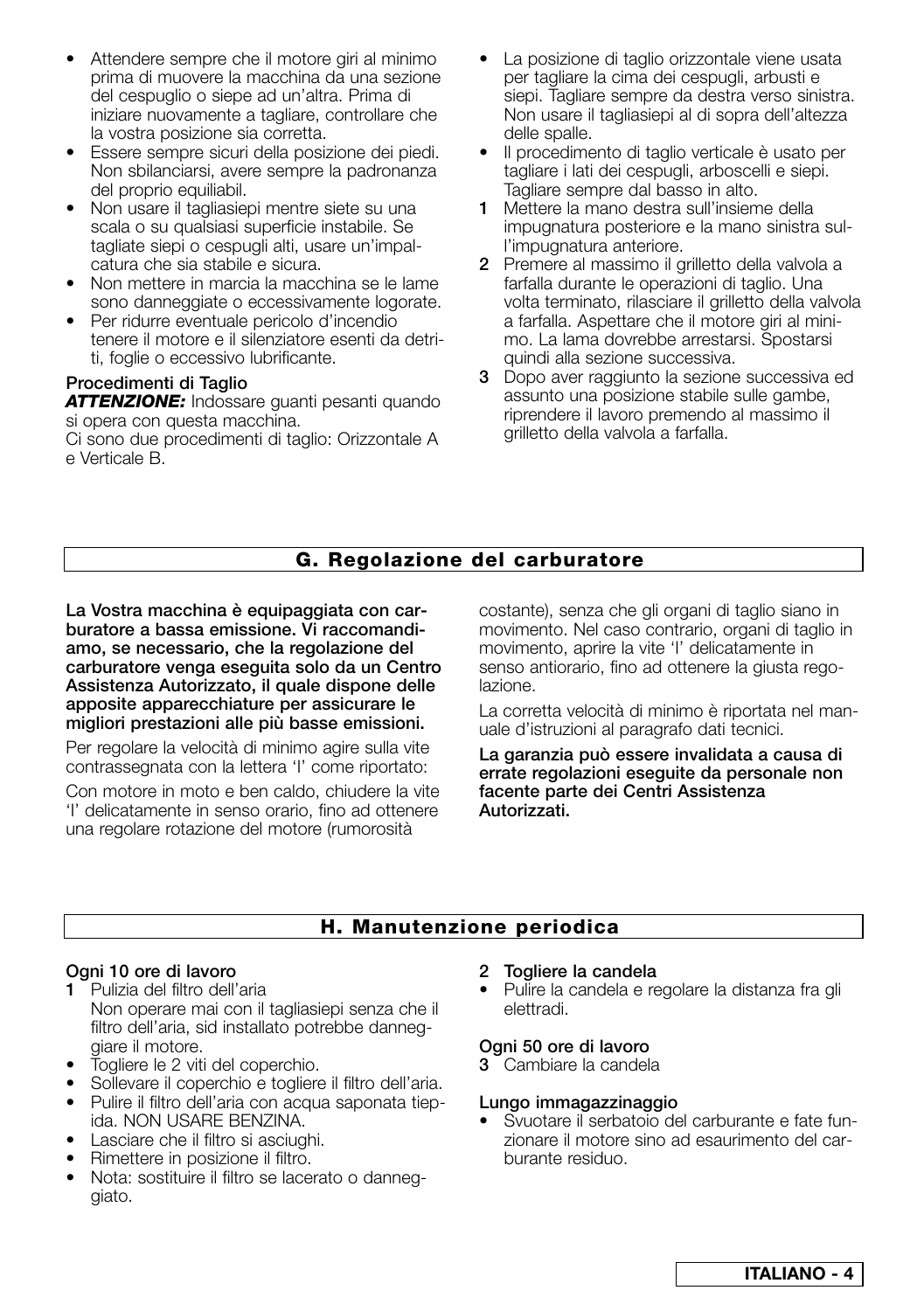- Attendere sempre che il motore giri al minimo prima di muovere la macchina da una sezione del cespuglio o siepe ad un'altra. Prima di iniziare nuovamente a tagliare, controllare che la vostra posizione sia corretta.
- Essere sempre sicuri della posizione dei piedi. Non sbilanciarsi, avere sempre la padronanza del proprio equiliabil.
- Non usare il tagliasiepi mentre siete su una scala o su qualsiasi superficie instabile. Se tagliate siepi o cespugli alti, usare un'impalcatura che sia stabile e sicura.
- Non mettere in marcia la macchina se le lame sono danneggiate o eccessivamente logorate.
- Per ridurre eventuale pericolo d'incendio tenere il motore e il silenziatore esenti da detriti, foglie o eccessivo lubrificante.

**Procedimenti di Taglio**

***ATTENZIONE:*** Indossare guanti pesanti quando si opera con questa macchina.

Ci sono due procedimenti di taglio: Orizzontale A e Verticale B.

- La posizione di taglio orizzontale viene usata per tagliare la cima dei cespugli, arbusti e siepi. Tagliare sempre da destra verso sinistra. Non usare il tagliasiepi al di sopra dell'altezza delle spalle.
- Il procedimento di taglio verticale è usato per tagliare i lati dei cespugli, arboscelli e siepi. Tagliare sempre dal basso in alto.

**1** Mettere la mano destra sull'insieme della impugnatura posteriore e la mano sinistra sull'impugnatura anteriore.

**2** Premere al massimo il grilletto della valvola a farfalla durante le operazioni di taglio. Una volta terminato, rilasciare il grilletto della valvola a farfalla. Aspettare che il motore giri al minimo. La lama dovrebbe arrestarsi. Spostarsi quindi alla sezione successiva.

**3** Dopo aver raggiunto la sezione successiva ed assunto una posizione stabile sulle gambe, riprendere il lavoro premendo al massimo il grilletto della valvola a farfalla.

## G. Regolazione del carburatore

**La Vostra macchina è equipaggiata con carburatore a bassa emissione. Vi raccomandiamo, se necessario, che la regolazione del carburatore venga eseguita solo da un Centro Assistenza Autorizzato, il quale dispone delle apposite apparecchiature per assicurare le migliori prestazioni alle più basse emissioni.**

Per regolare la velocità di minimo agire sulla vite contrassegnata con la lettera 'I' come riportato:

Con motore in moto e ben caldo, chiudere la vite 'I' delicatamente in senso orario, fino ad ottenere una regolare rotazione del motore (rumorosità costante), senza che gli organi di taglio siano in movimento. Nel caso contrario, organi di taglio in movimento, aprire la vite 'I' delicatamente in senso antiorario, fino ad ottenere la giusta regolazione.

La corretta velocità di minimo è riportata nel manuale d'istruzioni al paragrafo dati tecnici.

**La garanzia può essere invalidata a causa di errate regolazioni eseguite da personale non facente parte dei Centri Assistenza Autorizzati.**

## H. Manutenzione periodica

**Ogni 10 ore di lavoro**

**1** Pulizia del filtro dell'aria

Non operare mai con il tagliasiepi senza che il filtro dell'aria, sid installato potrebbe danneggiare il motore.

- Togliere le 2 viti del coperchio.
- Sollevare il coperchio e togliere il filtro dell'aria.
- Pulire il filtro dell'aria con acqua saponata tiepida. NON USARE BENZINA.
- Lasciare che il filtro si asciughi.
- Rimettere in posizione il filtro.
- Nota: sostituire il filtro se lacerato o danneggiato.

**2 Togliere la candela**

- Pulire la candela e regolare la distanza fra gli elettradi.

**Ogni 50 ore di lavoro**

**3** Cambiare la candela

**Lungo immagazzinaggio**

- Svuotare il serbatoio del carburante e fate funzionare il motore sino ad esaurimento del carburante residuo.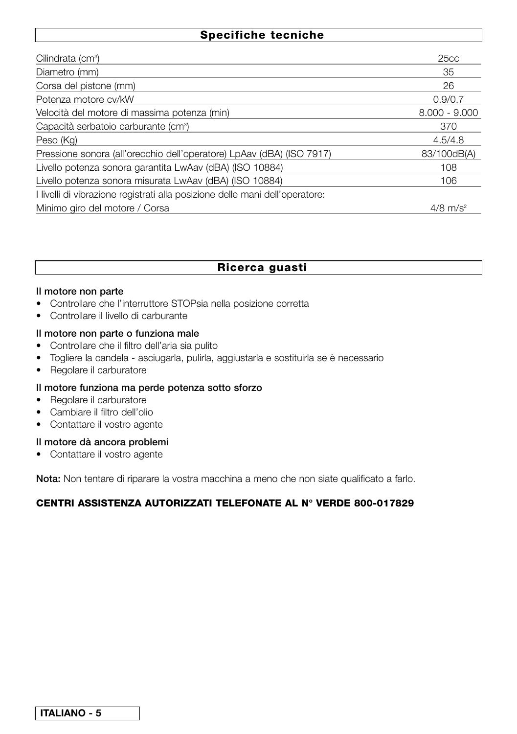## Specifiche tecniche

| | |
|---|---|
| Cilindrata ($cm^3$) | 25cc |
| Diametro (mm) | 35 |
| Corsa del pistone (mm) | 26 |
| Potenza motore cv/kW | 0.9/0.7 |
| Velocità del motore di massima potenza (min) | 8.000 - 9.000 |
| Capacità serbatoio carburante ($cm^3$) | 370 |
| Peso (Kg) | 4.5/4.8 |
| Pressione sonora (all'orecchio dell'operatore) LpAav (dBA) (ISO 7917) | 83/100dB(A) |
| Livello potenza sonora garantita LwAav (dBA) (ISO 10884) | 108 |
| Livello potenza sonora misurata LwAav (dBA) (ISO 10884) | 106 |
| I livelli di vibrazione registrati alla posizione delle mani dell'operatore: | |
| Minimo giro del motore / Corsa | 4/8 $m/s^2$ |

## Ricerca guasti

**Il motore non parte**

- Controllare che l'interruttore STOPsia nella posizione corretta
- Controllare il livello di carburante

**Il motore non parte o funziona male**

- Controllare che il filtro dell'aria sia pulito
- Togliere la candela - asciugarla, pulirla, aggiustarla e sostituirla se è necessario
- Regolare il carburatore

**Il motore funziona ma perde potenza sotto sforzo**

- Regolare il carburatore
- Cambiare il filtro dell'olio
- Contattare il vostro agente

**Il motore dà ancora problemi**

- Contattare il vostro agente

**Nota:** Non tentare di riparare la vostra macchina a meno che non siate qualificato a farlo.

**CENTRI ASSISTENZA AUTORIZZATI TELEFONATE AL N° VERDE 800-017829**